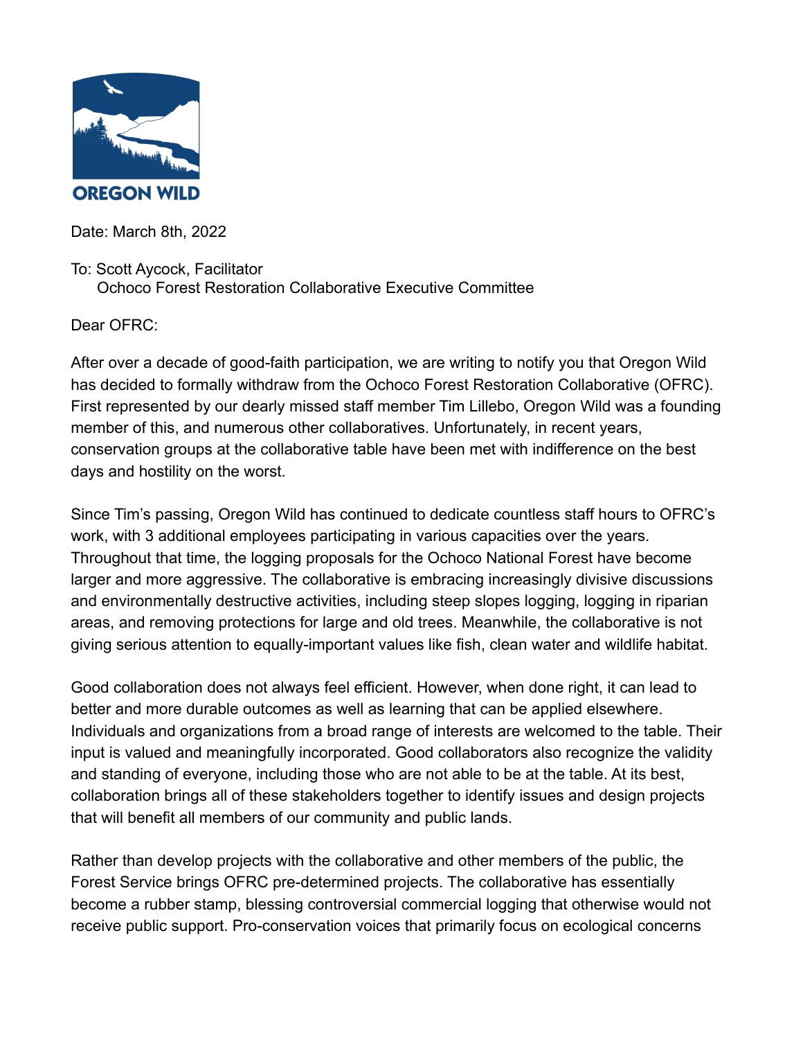**OREGON WILD**

Date: March 8th, 2022

To: Scott Aycock, Facilitator
Ochoco Forest Restoration Collaborative Executive Committee

Dear OFRC:

After over a decade of good-faith participation, we are writing to notify you that Oregon Wild has decided to formally withdraw from the Ochoco Forest Restoration Collaborative (OFRC). First represented by our dearly missed staff member Tim Lillebo, Oregon Wild was a founding member of this, and numerous other collaboratives. Unfortunately, in recent years, conservation groups at the collaborative table have been met with indifference on the best days and hostility on the worst.

Since Tim's passing, Oregon Wild has continued to dedicate countless staff hours to OFRC's work, with 3 additional employees participating in various capacities over the years. Throughout that time, the logging proposals for the Ochoco National Forest have become larger and more aggressive. The collaborative is embracing increasingly divisive discussions and environmentally destructive activities, including steep slopes logging, logging in riparian areas, and removing protections for large and old trees. Meanwhile, the collaborative is not giving serious attention to equally-important values like fish, clean water and wildlife habitat.

Good collaboration does not always feel efficient. However, when done right, it can lead to better and more durable outcomes as well as learning that can be applied elsewhere. Individuals and organizations from a broad range of interests are welcomed to the table. Their input is valued and meaningfully incorporated. Good collaborators also recognize the validity and standing of everyone, including those who are not able to be at the table. At its best, collaboration brings all of these stakeholders together to identify issues and design projects that will benefit all members of our community and public lands.

Rather than develop projects with the collaborative and other members of the public, the Forest Service brings OFRC pre-determined projects. The collaborative has essentially become a rubber stamp, blessing controversial commercial logging that otherwise would not receive public support. Pro-conservation voices that primarily focus on ecological concerns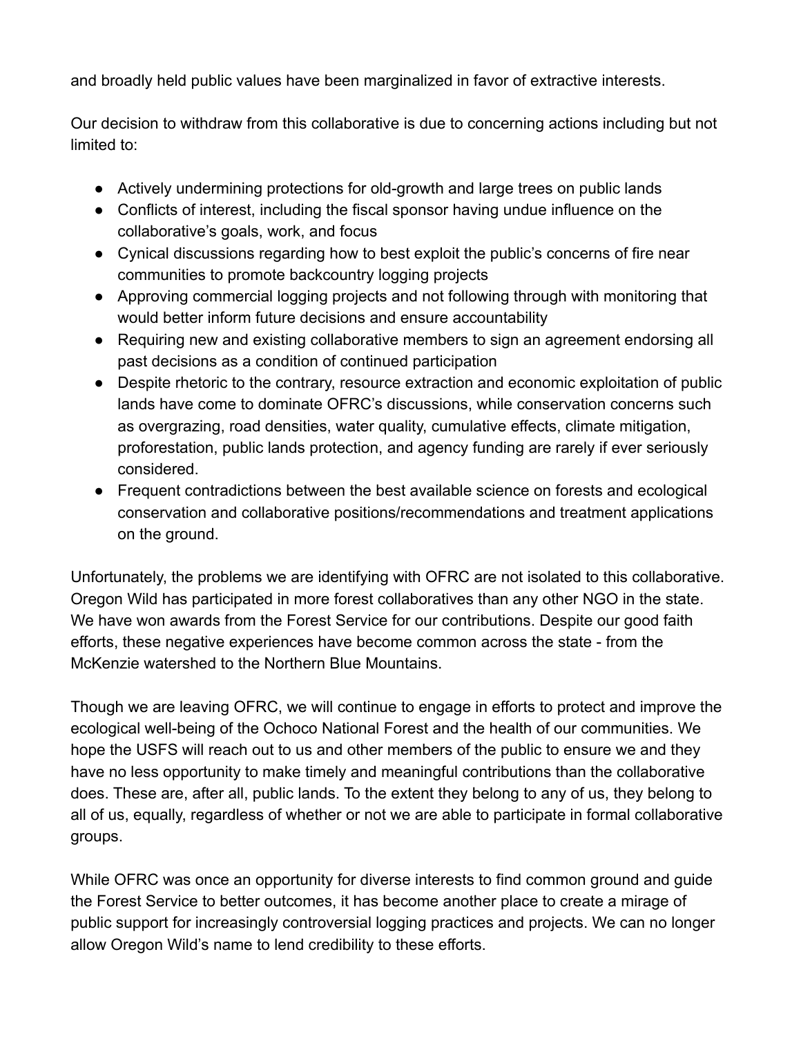and broadly held public values have been marginalized in favor of extractive interests.

Our decision to withdraw from this collaborative is due to concerning actions including but not limited to:

- Actively undermining protections for old-growth and large trees on public lands
- Conflicts of interest, including the fiscal sponsor having undue influence on the collaborative's goals, work, and focus
- Cynical discussions regarding how to best exploit the public's concerns of fire near communities to promote backcountry logging projects
- Approving commercial logging projects and not following through with monitoring that would better inform future decisions and ensure accountability
- Requiring new and existing collaborative members to sign an agreement endorsing all past decisions as a condition of continued participation
- Despite rhetoric to the contrary, resource extraction and economic exploitation of public lands have come to dominate OFRC's discussions, while conservation concerns such as overgrazing, road densities, water quality, cumulative effects, climate mitigation, proforestation, public lands protection, and agency funding are rarely if ever seriously considered.
- Frequent contradictions between the best available science on forests and ecological conservation and collaborative positions/recommendations and treatment applications on the ground.

Unfortunately, the problems we are identifying with OFRC are not isolated to this collaborative. Oregon Wild has participated in more forest collaboratives than any other NGO in the state. We have won awards from the Forest Service for our contributions. Despite our good faith efforts, these negative experiences have become common across the state - from the McKenzie watershed to the Northern Blue Mountains.

Though we are leaving OFRC, we will continue to engage in efforts to protect and improve the ecological well-being of the Ochoco National Forest and the health of our communities. We hope the USFS will reach out to us and other members of the public to ensure we and they have no less opportunity to make timely and meaningful contributions than the collaborative does. These are, after all, public lands. To the extent they belong to any of us, they belong to all of us, equally, regardless of whether or not we are able to participate in formal collaborative groups.

While OFRC was once an opportunity for diverse interests to find common ground and guide the Forest Service to better outcomes, it has become another place to create a mirage of public support for increasingly controversial logging practices and projects. We can no longer allow Oregon Wild's name to lend credibility to these efforts.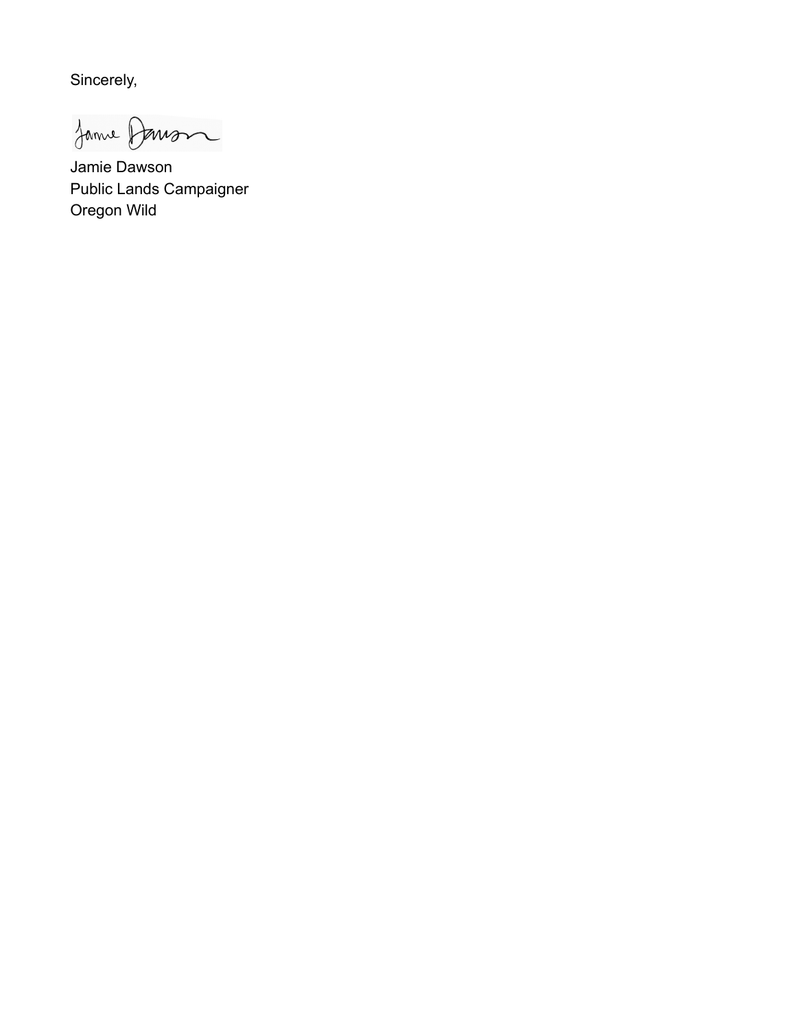Sincerely,

Jamie Dawson
Public Lands Campaigner
Oregon Wild